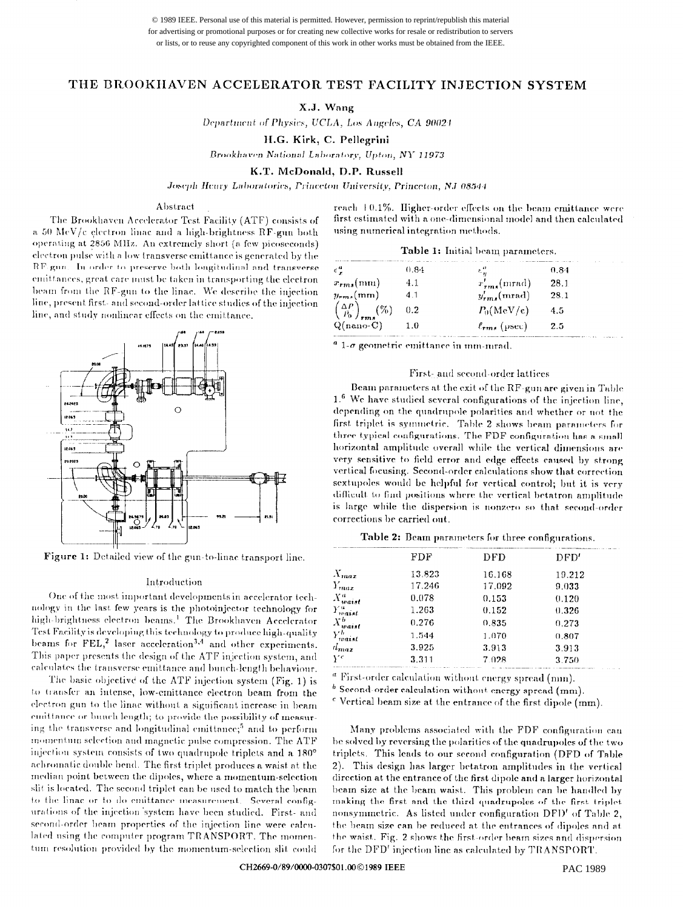© 1989 IEEE. Personal use of this material is permitted. However, permission to reprint/republish this material for advertising or promotional purposes or for creating new collective works for resale or redistribution to servers or lists, or to reuse any copyrighted component of this work in other works must be obtained from the IEEE.

# THE BROOKHAVEN ACCELERATOR TEST FACILITY INJECTION SYSTEM

**X.J. Wang**
*Department of Physics, UCLA, Los Angeles, CA 90024*

**H.G. Kirk, C. Pellegrini**
*Brookhaven National Laboratory, Upton, NY 11973*

**K.T. McDonald, D.P. Russell**
*Joseph Henry Laboratories, Princeton University, Princeton, NJ 08544*

## Abstract

The Brookhaven Accelerator Test Facility (ATF) consists of a 50 MeV/c electron linac and a high-brightness RF-gun both operating at 2856 MHz. An extremely short (a few picoseconds) electron pulse with a low transverse emittance is generated by the RF gun. In order to preserve both longitudinal and transverse emittances, great care must be taken in transporting the electron beam from the RF-gun to the linac. We describe the injection line, present first- and second-order lattice studies of the injection line, and study nonlinear effects on the emittance.

Figure 1: Detailed view of the gun-to-linac transport line.

## Introduction

One of the most important developments in accelerator technology in the last few years is the photoinjector technology for high-brightness electron beams.[1] The Brookhaven Accelerator Test Facility is developing this technology to produce high-quality beams for FEL,[2] laser acceleration[3,4] and other experiments. This paper presents the design of the ATF injection system, and calculates the transverse emittance and bunch-length behaviour.

The basic objective of the ATF injection system (Fig. 1) is to transfer an intense, low-emittance electron beam from the electron gun to the linac without a significant increase in beam emittance or bunch length; to provide the possibility of measuring the transverse and longitudinal emittance;[5] and to perform momentum selection and magnetic pulse compression. The ATF injection system consists of two quadrupole triplets and a 180° achromatic double bend. The first triplet produces a waist at the median point between the dipoles, where a momentum-selection slit is located. The second triplet can be used to match the beam to the linac or to do emittance measurement. Several configurations of the injection system have been studied. First- and second-order beam properties of the injection line were calculated using the computer program TRANSPORT. The momentum resolution provided by the momentum-selection slit could reach ±0.1%. Higher-order effects on the beam emittance were first estimated with a one-dimensional model and then calculated using numerical integration methods.

**Table 1:** Initial beam parameters.

| | | | |
|---|---|---|---|
| $\epsilon_x^a$ | 0.84 | $\epsilon_y^a$ | 0.84 |
| $x_{rms}$(mm) | 4.1 | $x'_{rms}$(mrad) | 28.1 |
| $y_{rms}$(mm) | 4.1 | $y'_{rms}$(mrad) | 28.1 |
| $\left(\frac{\Delta P}{P_0}\right)_{rms}$(%) | 0.2 | $P_0$(MeV/c) | 4.5 |
| Q(nano-C) | 1.0 | $\ell_{rms}$ (psec) | 2.5 |

$^a$ 1-σ geometric emittance in mm-mrad.

## First- and second-order lattices

Beam parameters at the exit of the RF-gun are given in Table 1.[6] We have studied several configurations of the injection line, depending on the quadrupole polarities and whether or not the first triplet is symmetric. Table 2 shows beam parameters for three typical configurations. The FDF configuration has a small horizontal amplitude overall while the vertical dimensions are very sensitive to field error and edge effects caused by strong vertical focusing. Second-order calculations show that correction sextupoles would be helpful for vertical control; but it is very difficult to find positions where the vertical betatron amplitude is large while the dispersion is nonzero so that second-order corrections be carried out.

**Table 2:** Beam parameters for three configurations.

| | FDF | DFD | DFD′ |
|---|---|---|---|
| $X_{max}$ | 13.823 | 16.168 | 19.212 |
| $Y_{max}$ | 17.246 | 17.092 | 9.033 |
| $X^a_{waist}$ | 0.078 | 0.153 | 0.120 |
| $Y^a_{waist}$ | 1.263 | 0.152 | 0.326 |
| $X^b_{waist}$ | 0.276 | 0.835 | 0.273 |
| $Y^b_{waist}$ | 1.544 | 1.070 | 0.807 |
| $d_{max}$ | 3.925 | 3.913 | 3.913 |
| $Y^c$ | 3.311 | 7.028 | 3.750 |

$^a$ First-order calculation without energy spread (mm).
$^b$ Second-order calculation without energy spread (mm).
$^c$ Vertical beam size at the entrance of the first dipole (mm).

Many problems associated with the FDF configuration can be solved by reversing the polarities of the quadrupoles of the two triplets. This leads to our second configuration (DFD of Table 2). This design has larger betatron amplitudes in the vertical direction at the entrance of the first dipole and a larger horizontal beam size at the beam waist. This problem can be handled by making the first and the third quadrupoles of the first triplet nonsymmetric. As listed under configuration DFD′ of Table 2, the beam size can be reduced at the entrances of dipoles and at the waist. Fig. 2 shows the first-order beam sizes and dispersion for the DFD′ injection line as calculated by TRANSPORT.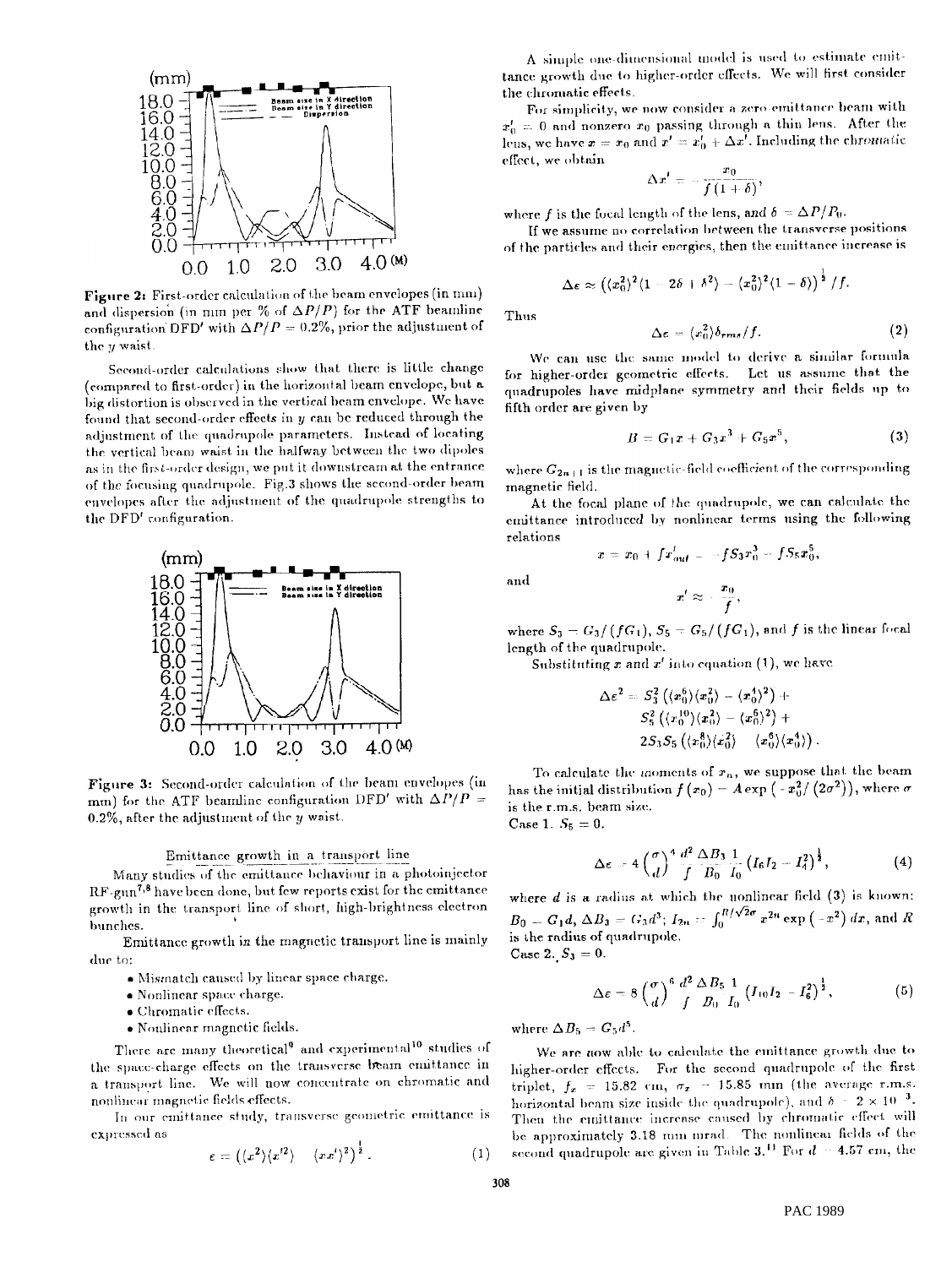**Figure 2:** First-order calculation of the beam envelopes (in mm) and dispersion (in mm per % of $\Delta P/P$) for the ATF beamline configuration DFD' with $\Delta P/P = 0.2\%$, prior the adjustment of the $y$ waist.

Second-order calculations show that there is little change (compared to first-order) in the horizontal beam envelope, but a big distortion is observed in the vertical beam envelope. We have found that second-order effects in $y$ can be reduced through the adjustment of the quadrupole parameters. Instead of locating the vertical beam waist in the halfway between the two dipoles as in the first-order design, we put it downstream at the entrance of the focusing quadrupole. Fig.3 shows the second-order beam envelopes after the adjustment of the quadrupole strengths to the DFD' configuration.

**Figure 3:** Second-order calculation of the beam envelopes (in mm) for the ATF beamline configuration DFD' with $\Delta P/P = 0.2\%$, after the adjustment of the $y$ waist.

## Emittance growth in a transport line

Many studies of the emittance behaviour in a photoinjector RF-gun[7,8] have been done, but few reports exist for the emittance growth in the transport line of short, high-brightness electron bunches.

Emittance growth in the magnetic transport line is mainly due to:

- Mismatch caused by linear space charge.
- Nonlinear space charge.
- Chromatic effects.
- Nonlinear magnetic fields.

There are many theoretical[9] and experimental[10] studies of the space-charge effects on the transverse beam emittance in a transport line. We will now concentrate on chromatic and nonlinear magnetic fields effects.

In our emittance study, transverse geometric emittance is expressed as

$$\epsilon = \left(\langle x^2\rangle\langle x'^2\rangle - \langle xx'\rangle^2\right)^{\frac{1}{2}}. \tag{1}$$

A simple one-dimensional model is used to estimate emittance growth due to higher-order effects. We will first consider the chromatic effects.

For simplicity, we now consider a zero emittance beam with $x_0' = 0$ and nonzero $x_0$ passing through a thin lens. After the lens, we have $x = x_0$ and $x' = x_0' + \Delta x'$. Including the chromatic effect, we obtain

$$\Delta x' = -\frac{x_0}{f(1+\delta)},$$

where $f$ is the focal length of the lens, and $\delta = \Delta P/P_0$.

If we assume no correlation between the transverse positions of the particles and their energies, then the emittance increase is

$$\Delta\epsilon \approx \left(\langle x_0^2\rangle^2 (1 - 2\delta + \delta^2) - \langle x_0^2\rangle^2 (1-\delta)\right)^{\frac{1}{2}}/f.$$

Thus

$$\Delta\epsilon = \langle x_0^2\rangle \delta_{rms}/f. \tag{2}$$

We can use the same model to derive a similar formula for higher-order geometric effects. Let us assume that the quadrupoles have midplane symmetry and their fields up to fifth order are given by

$$B = G_1 x + G_3 x^3 + G_5 x^5, \tag{3}$$

where $G_{2n+1}$ is the magnetic-field coefficient of the corresponding magnetic field.

At the focal plane of the quadrupole, we can calculate the emittance introduced by nonlinear terms using the following relations

$$x = x_0 + f x'_{out} = -f S_3 x_0^3 - f S_5 x_0^5,$$

and

$$x' \approx -\frac{x_0}{f},$$

where $S_3 = G_3/(fG_1)$, $S_5 = G_5/(fG_1)$, and $f$ is the linear focal length of the quadrupole.

Substituting $x$ and $x'$ into equation (1), we have

$$\Delta\epsilon^2 = S_3^2\left(\langle x_0^6\rangle\langle x_0^2\rangle - \langle x_0^4\rangle^2\right) + S_5^2\left(\langle x_0^{10}\rangle\langle x_0^2\rangle - \langle x_0^6\rangle^2\right) + 2S_3S_5\left(\langle x_0^8\rangle\langle x_0^2\rangle - \langle x_0^6\rangle\langle x_0^4\rangle\right).$$

To calculate the moments of $x_n$, we suppose that the beam has the initial distribution $f(x_0) = A\exp\left(-x_0^2/(2\sigma^2)\right)$, where $\sigma$ is the r.m.s. beam size.

Case 1. $S_5 = 0$.

$$\Delta\epsilon = 4\left(\frac{\sigma}{d}\right)^4 \frac{d^2}{f}\frac{\Delta B_3}{B_0}\frac{1}{I_0}\left(I_6 I_2 - I_4^2\right)^{\frac{1}{2}}, \tag{4}$$

where $d$ is a radius at which the nonlinear field (3) is known: $B_0 = G_1 d$, $\Delta B_3 = G_3 d^3$; $I_{2n} = \int_0^{R/\sqrt{2}\sigma} x^{2n}\exp\left(-x^2\right)dx$, and $R$ is the radius of quadrupole.

Case 2. $S_3 = 0$.

$$\Delta\epsilon = 8\left(\frac{\sigma}{d}\right)^6 \frac{d^2}{f}\frac{\Delta B_5}{B_0}\frac{1}{I_0}\left(I_{10} I_2 - I_6^2\right)^{\frac{1}{2}}, \tag{5}$$

where $\Delta B_5 = G_5 d^5$.

We are now able to calculate the emittance growth due to higher-order effects. For the second quadrupole of the first triplet, $f_x = 15.82$ cm, $\sigma_x = 15.85$ mm (the average r.m.s. horizontal beam size inside the quadrupole), and $\delta = 2\times 10^{-3}$. Then the emittance increase caused by chromatic effect will be approximately 3.18 mm mrad. The nonlinear fields of the second quadrupole are given in Table 3.[11] For $d = 4.57$ cm, the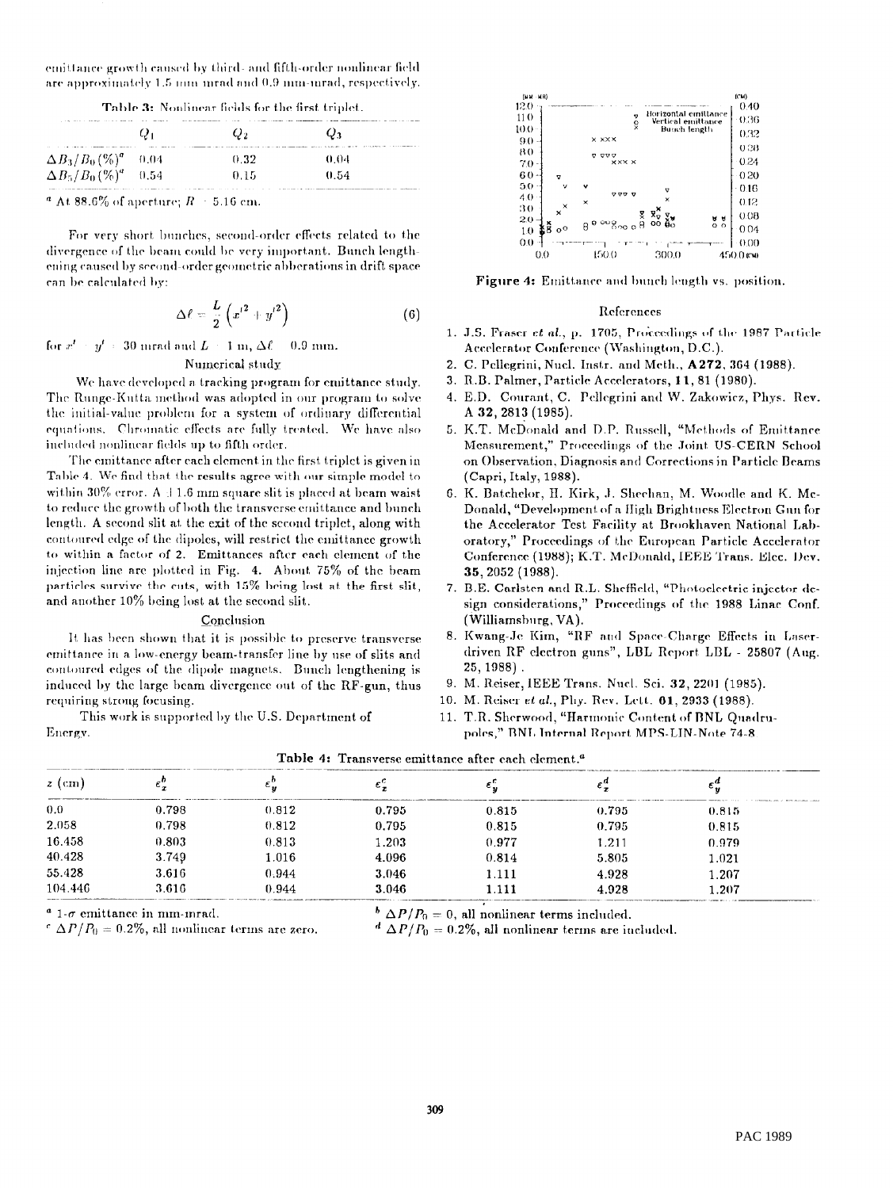emittance growth caused by third- and fifth-order nonlinear field are approximately 1.5 mm-mrad and 0.9 mm-mrad, respectively.

Table 3: Nonlinear fields for the first triplet.

| | $Q_1$ | $Q_2$ | $Q_3$ |
|---|---|---|---|
| $\Delta B_3/B_0(\%)^a$ | 0.04 | 0.32 | 0.04 |
| $\Delta B_5/B_0(\%)^a$ | 0.54 | 0.15 | 0.54 |

[a] At 88.6% of aperture; $R = 5.16$ cm.

For very short bunches, second-order effects related to the divergence of the beam could be very important. Bunch lengthening caused by second-order geometric abberations in drift space can be calculated by:

$$\Delta\ell = \frac{L}{2}\left(x'^2 + y'^2\right) \qquad (6)$$

for $x' = y' = 30$ mrad and $L = 1$ m, $\Delta\ell = 0.9$ mm.

## Numerical study

We have developed a tracking program for emittance study. The Runge-Kutta method was adopted in our program to solve the initial-value problem for a system of ordinary differential equations. Chromatic effects are fully treated. We have also included nonlinear fields up to fifth order.

The emittance after each element in the first triplet is given in Table 4. We find that the results agree with our simple model to within 30% error. A 1.6 mm square slit is placed at beam waist to reduce the growth of both the transverse emittance and bunch length. A second slit at the exit of the second triplet, along with contoured edge of the dipoles, will restrict the emittance growth to within a factor of 2. Emittances after each element of the injection line are plotted in Fig. 4. About 75% of the beam particles survive the cuts, with 15% being lost at the first slit, and another 10% being lost at the second slit.

## Conclusion

It has been shown that it is possible to preserve transverse emittance in a low-energy beam-transfer line by use of slits and contoured edges of the dipole magnets. Bunch lengthening is induced by the large beam divergence out of the RF-gun, thus requiring strong focusing.

This work is supported by the U.S. Department of Energy.

(MM MR)
120
110
100
90
80
70
60
50
40
30
20
10
0.0
(CM)
0.40
0.36
0.32
0.28
0.24
0.20
0.16
0.12
0.08
0.04
0.00
0.0
150.0
300.0
450.0 (CM)
Horizontal emittance
Vertical emittance
Bunch length

Figure 4: Emittance and bunch length vs. position.

## References

1. J.S. Fraser *et al.*, p. 1705, Proceedings of the 1987 Particle Accelerator Conference (Washington, D.C.).
2. C. Pellegrini, Nucl. Instr. and Meth., **A272**, 364 (1988).
3. R.B. Palmer, Particle Accelerators, **11**, 81 (1980).
4. E.D. Courant, C. Pellegrini and W. Zakowicz, Phys. Rev. A **32**, 2813 (1985).
5. K.T. McDonald and D.P. Russell, "Methods of Emittance Measurement," Proceedings of the Joint US-CERN School on Observation, Diagnosis and Corrections in Particle Beams (Capri, Italy, 1988).
6. K. Batchelor, H. Kirk, J. Sheehan, M. Woodle and K. McDonald, "Development of a High Brightness Electron Gun for the Accelerator Test Facility at Brookhaven National Laboratory," Proceedings of the European Particle Accelerator Conference (1988); K.T. McDonald, IEEE Trans. Elec. Dev. **35**, 2052 (1988).
7. B.E. Carlsten and R.L. Sheffield, "Photoelectric injector design considerations," Proceedings of the 1988 Linac Conf. (Williamsburg, VA).
8. Kwang-Je Kim, "RF and Space-Charge Effects in Laser-driven RF electron guns", LBL Report LBL - 25807 (Aug. 25, 1988).
9. M. Reiser, IEEE Trans. Nucl. Sci. **32**, 2201 (1985).
10. M. Reiser *et al.*, Phy. Rev. Lett. **61**, 2933 (1988).
11. T.R. Sherwood, "Harmonic Content of BNL Quadrupoles," BNL Internal Report MPS-LIN-Note 74-8.

Table 4: Transverse emittance after each element.[a]

| $z$ (cm) | $\epsilon_x^b$ | $\epsilon_y^b$ | $\epsilon_x^c$ | $\epsilon_y^c$ | $\epsilon_x^d$ | $\epsilon_y^d$ |
|---|---|---|---|---|---|---|
| 0.0 | 0.798 | 0.812 | 0.795 | 0.815 | 0.795 | 0.815 |
| 2.058 | 0.798 | 0.812 | 0.795 | 0.815 | 0.795 | 0.815 |
| 16.458 | 0.803 | 0.813 | 1.203 | 0.977 | 1.211 | 0.979 |
| 40.428 | 3.749 | 1.016 | 4.096 | 0.814 | 5.805 | 1.021 |
| 55.428 | 3.616 | 0.944 | 3.046 | 1.111 | 4.928 | 1.207 |
| 104.446 | 3.616 | 0.944 | 3.046 | 1.111 | 4.928 | 1.207 |

[a] 1-$\sigma$ emittance in mm-mrad.
[b] $\Delta P/P_0 = 0$, all nonlinear terms included.
[c] $\Delta P/P_0 = 0.2\%$, all nonlinear terms are zero.
[d] $\Delta P/P_0 = 0.2\%$, all nonlinear terms are included.